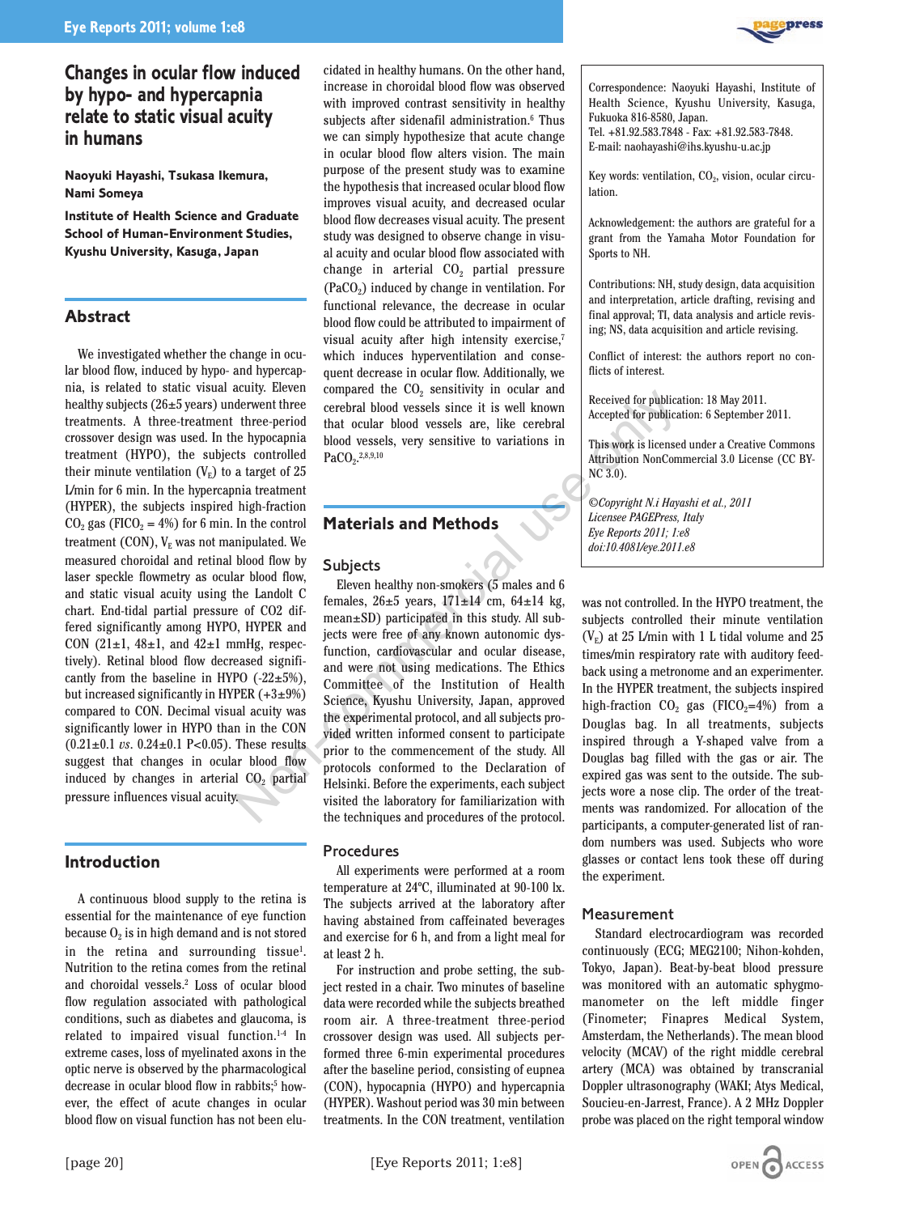# Changes in ocular flow induced by hypo- and hypercapnia relate to static visual acuity in humans

**Naoyuki Hayashi, Tsukasa Ikemura, Nami Someya**

**Institute of Health Science and Graduate School of Human-Environment Studies, Kyushu University, Kasuga, Japan**

## Abstract

We investigated whether the change in ocular blood flow, induced by hypo- and hypercapnia, is related to static visual acuity. Eleven healthy subjects (26±5 years) underwent three treatments. A three-treatment three-period crossover design was used. In the hypocapnia treatment (HYPO), the subjects controlled their minute ventilation ($V_E$) to a target of 25 L/min for 6 min. In the hypercapnia treatment (HYPER), the subjects inspired high-fraction $CO_2$ gas ($FICO_2 = 4\%$) for 6 min. In the control treatment (CON), $V_E$ was not manipulated. We measured choroidal and retinal blood flow by laser speckle flowmetry as ocular blood flow, and static visual acuity using the Landolt C chart. End-tidal partial pressure of CO2 differed significantly among HYPO, HYPER and CON (21±1, 48±1, and 42±1 mmHg, respectively). Retinal blood flow decreased significantly from the baseline in HYPO (-22±5%), but increased significantly in HYPER (+3±9%) compared to CON. Decimal visual acuity was significantly lower in HYPO than in the CON (0.21±0.1 *vs.* 0.24±0.1 P<0.05). These results suggest that changes in ocular blood flow induced by changes in arterial $CO_2$ partial pressure influences visual acuity.

## Introduction

A continuous blood supply to the retina is essential for the maintenance of eye function because $O_2$ is in high demand and is not stored in the retina and surrounding tissue[1]. Nutrition to the retina comes from the retinal and choroidal vessels.[2] Loss of ocular blood flow regulation associated with pathological conditions, such as diabetes and glaucoma, is related to impaired visual function.[1-4] In extreme cases, loss of myelinated axons in the optic nerve is observed by the pharmacological decrease in ocular blood flow in rabbits;[5] however, the effect of acute changes in ocular blood flow on visual function has not been elucidated in healthy humans. On the other hand, increase in choroidal blood flow was observed with improved contrast sensitivity in healthy subjects after sidenafil administration.[6] Thus we can simply hypothesize that acute change in ocular blood flow alters vision. The main purpose of the present study was to examine the hypothesis that increased ocular blood flow improves visual acuity, and decreased ocular blood flow decreases visual acuity. The present study was designed to observe change in visual acuity and ocular blood flow associated with change in arterial $CO_2$ partial pressure ($PaCO_2$) induced by change in ventilation. For functional relevance, the decrease in ocular blood flow could be attributed to impairment of visual acuity after high intensity exercise,[7] which induces hyperventilation and consequent decrease in ocular flow. Additionally, we compared the $CO_2$ sensitivity in ocular and cerebral blood vessels since it is well known that ocular blood vessels are, like cerebral blood vessels, very sensitive to variations in $PaCO_2$.[2,8,9,10]

## Materials and Methods

### Subjects

Eleven healthy non-smokers (5 males and 6 females, 26±5 years, 171±14 cm, 64±14 kg, mean±SD) participated in this study. All subjects were free of any known autonomic dysfunction, cardiovascular and ocular disease, and were not using medications. The Ethics Committee of the Institution of Health Science, Kyushu University, Japan, approved the experimental protocol, and all subjects provided written informed consent to participate prior to the commencement of the study. All protocols conformed to the Declaration of Helsinki. Before the experiments, each subject visited the laboratory for familiarization with the techniques and procedures of the protocol.

### Procedures

All experiments were performed at a room temperature at 24°C, illuminated at 90-100 lx. The subjects arrived at the laboratory after having abstained from caffeinated beverages and exercise for 6 h, and from a light meal for at least 2 h.

For instruction and probe setting, the subject rested in a chair. Two minutes of baseline data were recorded while the subjects breathed room air. A three-treatment three-period crossover design was used. All subjects performed three 6-min experimental procedures after the baseline period, consisting of eupnea (CON), hypocapnia (HYPO) and hypercapnia (HYPER). Washout period was 30 min between treatments. In the CON treatment, ventilation was not controlled. In the HYPO treatment, the subjects controlled their minute ventilation ($V_E$) at 25 L/min with 1 L tidal volume and 25 times/min respiratory rate with auditory feedback using a metronome and an experimenter. In the HYPER treatment, the subjects inspired high-fraction $CO_2$ gas ($FICO_2$=4%) from a Douglas bag. In all treatments, subjects inspired through a Y-shaped valve from a Douglas bag filled with the gas or air. The expired gas was sent to the outside. The subjects wore a nose clip. The order of the treatments was randomized. For allocation of the participants, a computer-generated list of random numbers was used. Subjects who wore glasses or contact lens took these off during the experiment.

### Measurement

Standard electrocardiogram was recorded continuously (ECG; MEG2100; Nihon-kohden, Tokyo, Japan). Beat-by-beat blood pressure was monitored with an automatic sphygmomanometer on the left middle finger (Finometer; Finapres Medical System, Amsterdam, the Netherlands). The mean blood velocity (MCAV) of the right middle cerebral artery (MCA) was obtained by transcranial Doppler ultrasonography (WAKI; Atys Medical, Soucieu-en-Jarrest, France). A 2 MHz Doppler probe was placed on the right temporal window

Correspondence: Naoyuki Hayashi, Institute of Health Science, Kyushu University, Kasuga, Fukuoka 816-8580, Japan.
Tel. +81.92.583.7848 - Fax: +81.92.583-7848.
E-mail: naohayashi@ihs.kyushu-u.ac.jp

Key words: ventilation, $CO_2$, vision, ocular circulation.

Acknowledgement: the authors are grateful for a grant from the Yamaha Motor Foundation for Sports to NH.

Contributions: NH, study design, data acquisition and interpretation, article drafting, revising and final approval; TI, data analysis and article revising; NS, data acquisition and article revising.

Conflict of interest: the authors report no conflicts of interest.

Received for publication: 18 May 2011.
Accepted for publication: 6 September 2011.

This work is licensed under a Creative Commons Attribution NonCommercial 3.0 License (CC BY-NC 3.0).

*©Copyright N.i Hayashi et al., 2011*
*Licensee PAGEPress, Italy*
*Eye Reports 2011; 1:e8*
*doi:10.4081/eye.2011.e8*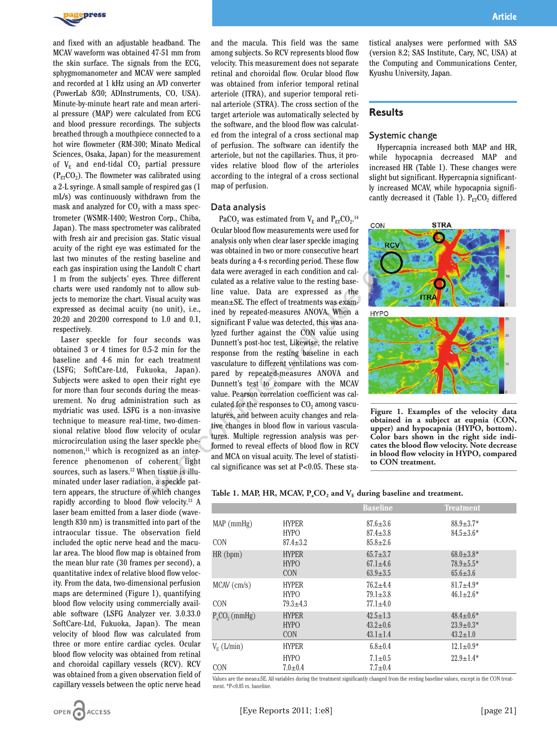and fixed with an adjustable headband. The MCAV waveform was obtained 47-51 mm from the skin surface. The signals from the ECG, sphygmomanometer and MCAV were sampled and recorded at 1 kHz using an A/D converter (PowerLab 8/30; ADInstruments, CO, USA). Minute-by-minute heart rate and mean arterial pressure (MAP) were calculated from ECG and blood pressure recordings. The subjects breathed through a mouthpiece connected to a hot wire flowmeter (RM-300; Minato Medical Sciences, Osaka, Japan) for the measurement of $V_E$ and end-tidal $CO_2$ partial pressure ($P_{ET}CO_2$). The flowmeter was calibrated using a 2-L syringe. A small sample of respired gas (1 mL/s) was continuously withdrawn from the mask and analyzed for $CO_2$ with a mass spectrometer (WSMR-1400; Westron Corp., Chiba, Japan). The mass spectrometer was calibrated with fresh air and precision gas. Static visual acuity of the right eye was estimated for the last two minutes of the resting baseline and each gas inspiration using the Landolt C chart 1 m from the subjects' eyes. Three different charts were used randomly not to allow subjects to memorize the chart. Visual acuity was expressed as decimal acuity (no unit), i.e., 20:20 and 20:200 correspond to 1.0 and 0.1, respectively.

Laser speckle for four seconds was obtained 3 or 4 times for 0.5-2 min for the baseline and 4-6 min for each treatment (LSFG; SoftCare-Ltd, Fukuoka, Japan). Subjects were asked to open their right eye for more than four seconds during the measurement. No drug administration such as mydriatic was used. LSFG is a non-invasive technique to measure real-time, two-dimensional relative blood flow velocity of ocular microcirculation using the laser speckle phenomenon,[11] which is recognized as an interference phenomenon of coherent light sources, such as lasers.[12] When tissue is illuminated under laser radiation, a speckle pattern appears, the structure of which changes rapidly according to blood flow velocity.[13] A laser beam emitted from a laser diode (wavelength 830 nm) is transmitted into part of the intraocular tissue. The observation field included the optic nerve head and the macular area. The blood flow map is obtained from the mean blur rate (30 frames per second), a quantitative index of relative blood flow velocity. From the data, two-dimensional perfusion maps are determined (Figure 1), quantifying blood flow velocity using commercially available software (LSFG Analyzer ver. 3.0.33.0 SoftCare-Ltd, Fukuoka, Japan). The mean velocity of blood flow was calculated from three or more entire cardiac cycles. Ocular blood flow velocity was obtained from retinal and choroidal capillary vessels (RCV). RCV was obtained from a given observation field of capillary vessels between the optic nerve head and the macula. This field was the same among subjects. So RCV represents blood flow velocity. This measurement does not separate retinal and choroidal flow. Ocular blood flow was obtained from inferior temporal retinal arteriole (ITRA), and superior temporal retinal arteriole (STRA). The cross section of the target arteriole was automatically selected by the software, and the blood flow was calculated from the integral of a cross sectional map of perfusion. The software can identify the arteriole, but not the capillaries. Thus, it provides relative blood flow of the arterioles according to the integral of a cross sectional map of perfusion.

## Data analysis

$PaCO_2$ was estimated from $V_E$ and $P_{ET}CO_2$.[14] Ocular blood flow measurements were used for analysis only when clear laser speckle imaging was obtained in two or more consecutive heart beats during a 4-s recording period. These flow data were averaged in each condition and calculated as a relative value to the resting baseline value. Data are expressed as the mean±SE. The effect of treatments was examined by repeated-measures ANOVA. When a significant F value was detected, this was analyzed further against the CON value using Dunnett's post-hoc test. Likewise, the relative response from the resting baseline in each vasculature to different ventilations was compared by repeated-measures ANOVA and Dunnett's test to compare with the MCAV value. Pearson correlation coefficient was calculated for the responses to $CO_2$ among vasculatures, and between acuity changes and relative changes in blood flow in various vasculatures. Multiple regression analysis was performed to reveal effects of blood flow velocity and MCA on visual acuity. The level of statistical significance was set at $P<0.05$. These statistical analyses were performed with SAS (version 8.2; SAS Institute, Cary, NC, USA) at the Computing and Communications Center, Kyushu University, Japan.

# Results

## Systemic change

Hypercapnia increased both MAP and HR, while hypocapnia decreased MAP and increased HR (Table 1). These changes were slight but significant. Hypercapnia significantly increased MCAV, while hypocapnia significantly decreased it (Table 1). $P_{ET}CO_2$ differed

**Figure 1. Examples of the velocity data obtained in a subject at eupnia (CON, upper) and hypocapnia (HYPO, bottom). Color bars shown in the right side indicates the blood flow velocity. Note decrease in blood flow velocity in HYPO, compared to CON treatment.**

**Table 1. MAP, HR, MCAV, $P_aCO_2$ and $V_E$ during baseline and treatment.**

| | | Baseline | Treatment |
|---|---|---|---|
| MAP (mmHg) | HYPER | 87.6±3.6 | 88.9±3.7* |
| | HYPO | 87.4±3.8 | 84.5±3.6* |
| | CON | 87.4±3.2 | 85.8±2.6 |
| HR (bpm) | HYPER | 65.7±3.7 | 68.0±3.8* |
| | HYPO | 67.1±4.6 | 78.9±5.5* |
| | CON | 63.9±3.5 | 65.6±3.6 |
| MCAV (cm/s) | HYPER | 76.2±4.4 | 81.7±4.9* |
| | HYPO | 79.1±3.8 | 46.1±2.6* |
| | CON | 79.3±4.3 | 77.1±4.0 |
| $P_aCO_2$ (mmHg) | HYPER | 42.5±1.3 | 48.4±0.6* |
| | HYPO | 43.2±0.6 | 23.9±0.3* |
| | CON | 43.1±1.4 | 43.2±1.0 |
| $V_E$ (L/min) | HYPER | 6.8±0.4 | 12.1±0.9* |
| | HYPO | 7.1±0.5 | 22.9±1.4* |
| | CON | 7.0±0.4 | 7.7±0.4 |

Values are the mean±SE. All variables during the treatment significantly changed from the resting baseline values, except in the CON treatment. *P<0.05 vs. baseline.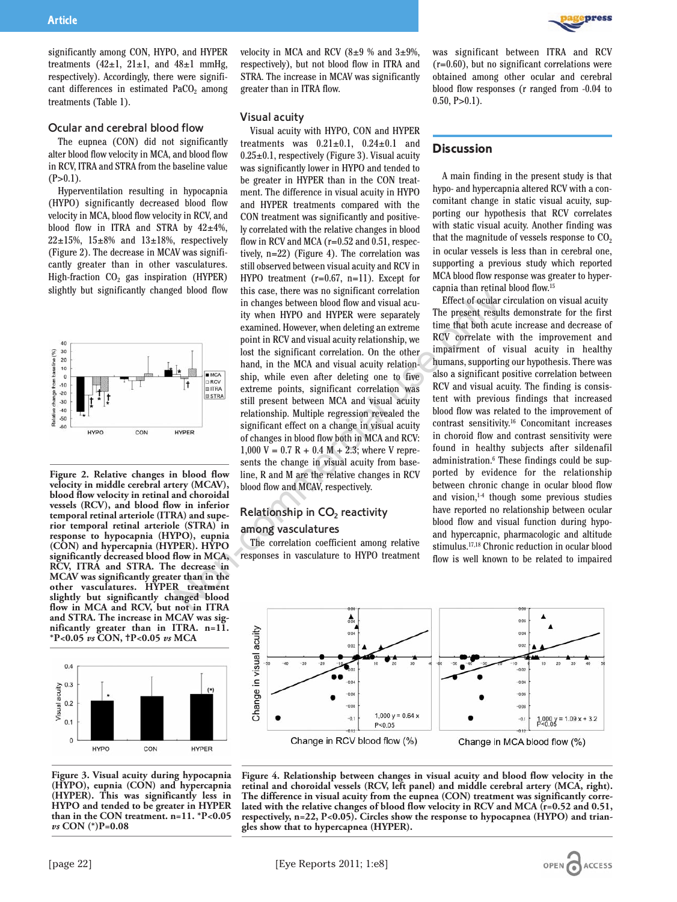significantly among CON, HYPO, and HYPER treatments (42±1, 21±1, and 48±1 mmHg, respectively). Accordingly, there were significant differences in estimated $PaCO_2$ among treatments (Table 1).

### Ocular and cerebral blood flow

The eupnea (CON) did not significantly alter blood flow velocity in MCA, and blood flow in RCV, ITRA and STRA from the baseline value (P>0.1).

Hyperventilation resulting in hypocapnia (HYPO) significantly decreased blood flow velocity in MCA, blood flow velocity in RCV, and blood flow in ITRA and STRA by 42±4%, 22±15%, 15±8% and 13±18%, respectively (Figure 2). The decrease in MCAV was significantly greater than in other vasculatures. High-fraction $CO_2$ gas inspiration (HYPER) slightly but significantly changed blood flow velocity in MCA and RCV (8±9 % and 3±9%, respectively), but not blood flow in ITRA and STRA. The increase in MCAV was significantly greater than in ITRA flow.

**Figure 2. Relative changes in blood flow velocity in middle cerebral artery (MCAV), blood flow velocity in retinal and choroidal vessels (RCV), and blood flow in inferior temporal retinal arteriole (ITRA) and superior temporal retinal arteriole (STRA) in response to hypocapnia (HYPO), eupnia (CON) and hypercapnia (HYPER). HYPO significantly decreased blood flow in MCA, RCV, ITRA and STRA. The decrease in MCAV was significantly greater than in the other vasculatures. HYPER treatment slightly but significantly changed blood flow in MCA and RCV, but not in ITRA and STRA. The increase in MCAV was significantly greater than in ITRA. n=11. \*P<0.05 *vs* CON, †P<0.05 *vs* MCA**

**Figure 3. Visual acuity during hypocapnia (HYPO), eupnia (CON) and hypercapnia (HYPER). This was significantly less in HYPO and tended to be greater in HYPER than in the CON treatment. n=11. \*P<0.05 *vs* CON (\*)P=0.08**

### Visual acuity

Visual acuity with HYPO, CON and HYPER treatments was 0.21±0.1, 0.24±0.1 and 0.25±0.1, respectively (Figure 3). Visual acuity was significantly lower in HYPO and tended to be greater in HYPER than the CON treatment. The difference in visual acuity in HYPO and HYPER treatments compared with the CON treatment was significantly and positively correlated with the relative changes in blood flow in RCV and MCA (r=0.52 and 0.51, respectively, n=22) (Figure 4). The correlation was still observed between visual acuity and RCV in HYPO treatment (r=0.67, n=11). Except for this case, there was no significant correlation in changes between blood flow and visual acuity when HYPO and HYPER were separately examined. However, when deleting an extreme point in RCV and visual acuity relationship, we lost the significant correlation. On the other hand, in the MCA and visual acuity relationship, while even after deleting one to five extreme points, significant correlation was still present between MCA and visual acuity relationship. Multiple regression revealed the significant effect on a change in visual acuity of changes in blood flow both in MCA and RCV: $1{,}000\ V = 0.7\ R + 0.4\ M + 2.3$; where V represents the change in visual acuity from baseline, R and M are the relative changes in RCV blood flow and MCAV, respectively.

### Relationship in $CO_2$ reactivity among vasculatures

The correlation coefficient among relative responses in vasculature to HYPO treatment was significant between ITRA and RCV (r=0.60), but no significant correlations were obtained among other ocular and cerebral blood flow responses (r ranged from -0.04 to 0.50, P>0.1).

**Figure 4. Relationship between changes in visual acuity and blood flow velocity in the retinal and choroidal vessels (RCV, left panel) and middle cerebral artery (MCA, right). The difference in visual acuity from the eupnea (CON) treatment was significantly correlated with the relative changes of blood flow velocity in RCV and MCA (r=0.52 and 0.51, respectively, n=22, P<0.05). Circles show the response to hypocapnea (HYPO) and triangles show that to hypercapnea (HYPER).**

## Discussion

A main finding in the present study is that hypo- and hypercapnia altered RCV with a concomitant change in static visual acuity, supporting our hypothesis that RCV correlates with static visual acuity. Another finding was that the magnitude of vessels response to $CO_2$ in ocular vessels is less than in cerebral one, supporting a previous study which reported MCA blood flow response was greater to hypercapnia than retinal blood flow.[15]

### Effect of ocular circulation on visual acuity

The present results demonstrate for the first time that both acute increase and decrease of RCV correlate with the improvement and impairment of visual acuity in healthy humans, supporting our hypothesis. There was also a significant positive correlation between RCV and visual acuity. The finding is consistent with previous findings that increased blood flow was related to the improvement of contrast sensitivity.[16] Concomitant increases in choroid flow and contrast sensitivity were found in healthy subjects after sildenafil administration.[6] These findings could be supported by evidence for the relationship between chronic change in ocular blood flow and vision,[1-4] though some previous studies have reported no relationship between ocular blood flow and visual function during hypo- and hypercapnic, pharmacologic and altitude stimulus.[17,18] Chronic reduction in ocular blood flow is well known to be related to impaired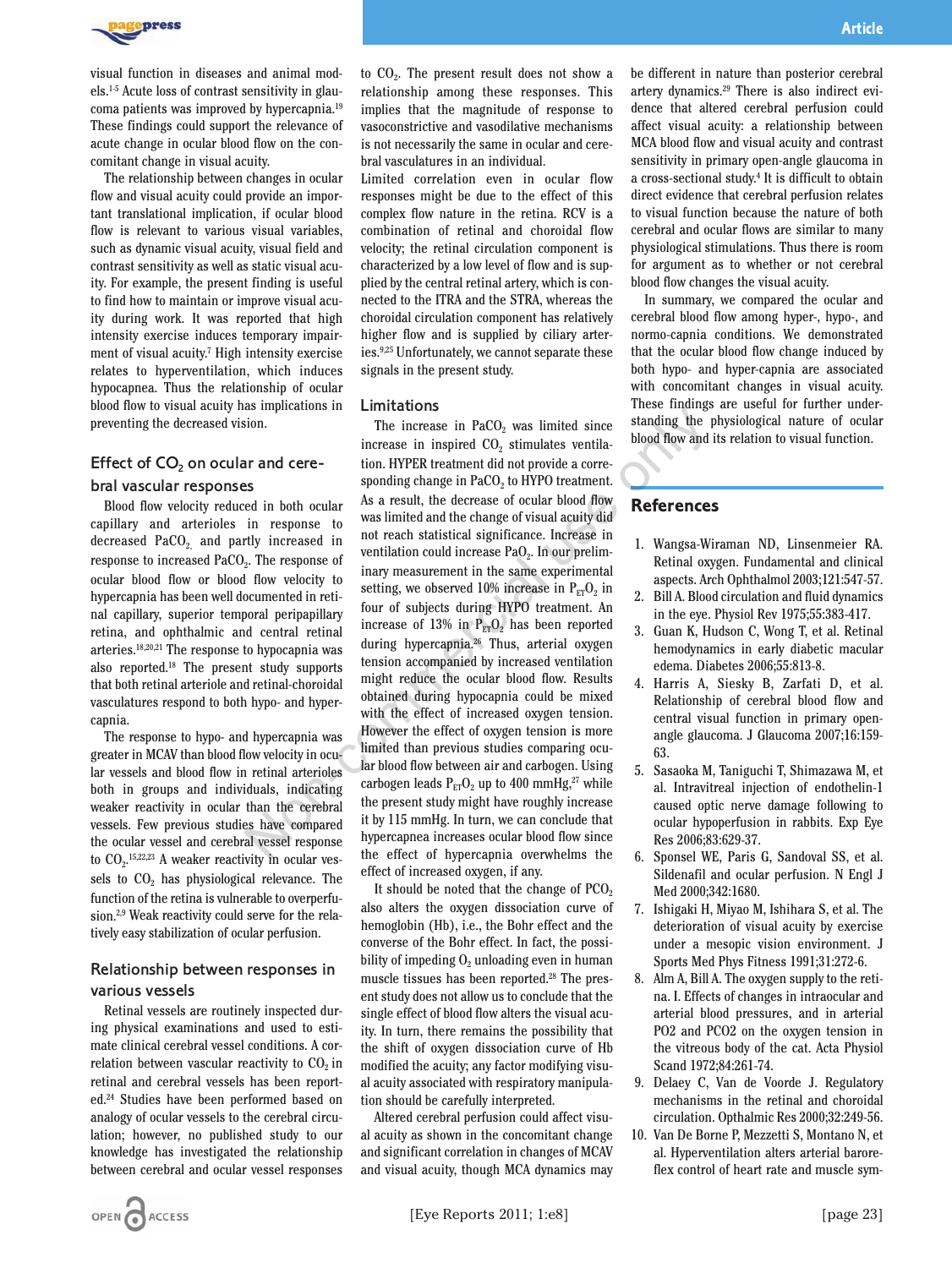visual function in diseases and animal models.[1-5] Acute loss of contrast sensitivity in glaucoma patients was improved by hypercapnia.[19] These findings could support the relevance of acute change in ocular blood flow on the concomitant change in visual acuity.

The relationship between changes in ocular flow and visual acuity could provide an important translational implication, if ocular blood flow is relevant to various visual variables, such as dynamic visual acuity, visual field and contrast sensitivity as well as static visual acuity. For example, the present finding is useful to find how to maintain or improve visual acuity during work. It was reported that high intensity exercise induces temporary impairment of visual acuity.[7] High intensity exercise relates to hyperventilation, which induces hypocapnea. Thus the relationship of ocular blood flow to visual acuity has implications in preventing the decreased vision.

## Effect of $CO_2$ on ocular and cerebral vascular responses

Blood flow velocity reduced in both ocular capillary and arterioles in response to decreased $PaCO_2$, and partly increased in response to increased $PaCO_2$. The response of ocular blood flow or blood flow velocity to hypercapnia has been well documented in retinal capillary, superior temporal peripapillary retina, and ophthalmic and central retinal arteries.[18,20,21] The response to hypocapnia was also reported.[18] The present study supports that both retinal arteriole and retinal-choroidal vasculatures respond to both hypo- and hypercapnia.

The response to hypo- and hypercapnia was greater in MCAV than blood flow velocity in ocular vessels and blood flow in retinal arterioles both in groups and individuals, indicating weaker reactivity in ocular than the cerebral vessels. Few previous studies have compared the ocular vessel and cerebral vessel response to $CO_2$.[15,22,23] A weaker reactivity in ocular vessels to $CO_2$ has physiological relevance. The function of the retina is vulnerable to overperfusion.[2,9] Weak reactivity could serve for the relatively easy stabilization of ocular perfusion.

## Relationship between responses in various vessels

Retinal vessels are routinely inspected during physical examinations and used to estimate clinical cerebral vessel conditions. A correlation between vascular reactivity to $CO_2$ in retinal and cerebral vessels has been reported.[24] Studies have been performed based on analogy of ocular vessels to the cerebral circulation; however, no published study to our knowledge has investigated the relationship between cerebral and ocular vessel responses to $CO_2$. The present result does not show a relationship among these responses. This implies that the magnitude of response to vasoconstrictive and vasodilative mechanisms is not necessarily the same in ocular and cerebral vasculatures in an individual.

Limited correlation even in ocular flow responses might be due to the effect of the complex flow nature in the retina. RCV is a combination of retinal and choroidal flow velocity; the retinal circulation component is characterized by a low level of flow and is supplied by the central retinal artery, which is connected to the ITRA and the STRA, whereas the choroidal circulation component has relatively higher flow and is supplied by ciliary arteries.[9,25] Unfortunately, we cannot separate these signals in the present study.

## Limitations

The increase in $PaCO_2$ was limited since increase in inspired $CO_2$ stimulates ventilation. HYPER treatment did not provide a corresponding change in $PaCO_2$ to HYPO treatment. As a result, the decrease of ocular blood flow was limited and the change of visual acuity did not reach statistical significance. Increase in ventilation could increase $PaO_2$. In our preliminary measurement in the same experimental setting, we observed 10% increase in $P_{ET}O_2$ in four of subjects during HYPO treatment. An increase of 13% in $P_{ET}O_2$ has been reported during hypercapnia.[26] Thus, arterial oxygen tension accompanied by increased ventilation might reduce the ocular blood flow. Results obtained during hypocapnia could be mixed with the effect of increased oxygen tension. However the effect of oxygen tension is more limited than previous studies comparing ocular blood flow between air and carbogen. Using carbogen leads $P_{ET}O_2$ up to 400 mmHg,[27] while the present study might have roughly increase it by 115 mmHg. In turn, we can conclude that hypercapnea increases ocular blood flow since the effect of hypercapnia overwhelms the effect of increased oxygen, if any.

It should be noted that the change of $PCO_2$ also alters the oxygen dissociation curve of hemoglobin (Hb), i.e., the Bohr effect and the converse of the Bohr effect. In fact, the possibility of impeding $O_2$ unloading even in human muscle tissues has been reported.[28] The present study does not allow us to conclude that the single effect of blood flow alters the visual acuity. In turn, there remains the possibility that the shift of oxygen dissociation curve of Hb modified the acuity; any factor modifying visual acuity associated with respiratory manipulation should be carefully interpreted.

Altered cerebral perfusion could affect visual acuity as shown in the concomitant change and significant correlation in changes of MCAV and visual acuity, though MCA dynamics may be different in nature than posterior cerebral artery dynamics.[29] There is also indirect evidence that altered cerebral perfusion could affect visual acuity: a relationship between MCA blood flow and visual acuity and contrast sensitivity in primary open-angle glaucoma in a cross-sectional study.[4] It is difficult to obtain direct evidence that cerebral perfusion relates to visual function because the nature of both cerebral and ocular flows are similar to many physiological stimulations. Thus there is room for argument as to whether or not cerebral blood flow changes the visual acuity.

In summary, we compared the ocular and cerebral blood flow among hyper-, hypo-, and normo-capnia conditions. We demonstrated that the ocular blood flow change induced by both hypo- and hyper-capnia are associated with concomitant changes in visual acuity. These findings are useful for further understanding the physiological nature of ocular blood flow and its relation to visual function.

## References

1. Wangsa-Wiraman ND, Linsenmeier RA. Retinal oxygen. Fundamental and clinical aspects. Arch Ophthalmol 2003;121:547-57.
2. Bill A. Blood circulation and fluid dynamics in the eye. Physiol Rev 1975;55:383-417.
3. Guan K, Hudson C, Wong T, et al. Retinal hemodynamics in early diabetic macular edema. Diabetes 2006;55:813-8.
4. Harris A, Siesky B, Zarfati D, et al. Relationship of cerebral blood flow and central visual function in primary open-angle glaucoma. J Glaucoma 2007;16:159-63.
5. Sasaoka M, Taniguchi T, Shimazawa M, et al. Intravitreal injection of endothelin-1 caused optic nerve damage following to ocular hypoperfusion in rabbits. Exp Eye Res 2006;83:629-37.
6. Sponsel WE, Paris G, Sandoval SS, et al. Sildenafil and ocular perfusion. N Engl J Med 2000;342:1680.
7. Ishigaki H, Miyao M, Ishihara S, et al. The deterioration of visual acuity by exercise under a mesopic vision environment. J Sports Med Phys Fitness 1991;31:272-6.
8. Alm A, Bill A. The oxygen supply to the retina. I. Effects of changes in intraocular and arterial blood pressures, and in arterial PO2 and PCO2 on the oxygen tension in the vitreous body of the cat. Acta Physiol Scand 1972;84:261-74.
9. Delaey C, Van de Voorde J. Regulatory mechanisms in the retinal and choroidal circulation. Opthalmic Res 2000;32:249-56.
10. Van De Borne P, Mezzetti S, Montano N, et al. Hyperventilation alters arterial baroreflex control of heart rate and muscle sym-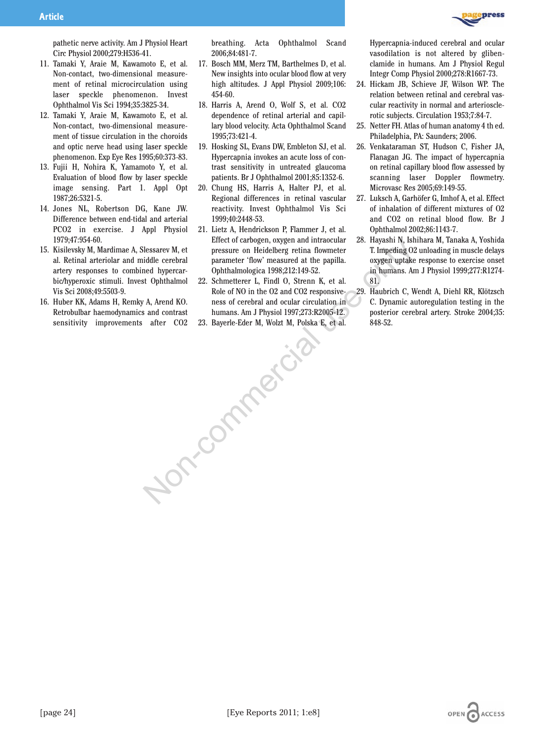pathetic nerve activity. Am J Physiol Heart Circ Physiol 2000;279:H536-41.

11. Tamaki Y, Araie M, Kawamoto E, et al. Non-contact, two-dimensional measurement of retinal microcirculation using laser speckle phenomenon. Invest Ophthalmol Vis Sci 1994;35:3825-34.
12. Tamaki Y, Araie M, Kawamoto E, et al. Non-contact, two-dimensional measurement of tissue circulation in the choroids and optic nerve head using laser speckle phenomenon. Exp Eye Res 1995;60:373-83.
13. Fujii H, Nohira K, Yamamoto Y, et al. Evaluation of blood flow by laser speckle image sensing. Part 1. Appl Opt 1987;26:5321-5.
14. Jones NL, Robertson DG, Kane JW. Difference between end-tidal and arterial PCO2 in exercise. J Appl Physiol 1979;47:954-60.
15. Kisilevsky M, Mardimae A, Slessarev M, et al. Retinal arteriolar and middle cerebral artery responses to combined hypercarbic/hyperoxic stimuli. Invest Ophthalmol Vis Sci 2008;49:5503-9.
16. Huber KK, Adams H, Remky A, Arend KO. Retrobulbar haemodynamics and contrast sensitivity improvements after CO2 breathing. Acta Ophthalmol Scand 2006;84:481-7.
17. Bosch MM, Merz TM, Barthelmes D, et al. New insights into ocular blood flow at very high altitudes. J Appl Physiol 2009;106:454-60.
18. Harris A, Arend O, Wolf S, et al. CO2 dependence of retinal arterial and capillary blood velocity. Acta Ophthalmol Scand 1995;73:421-4.
19. Hosking SL, Evans DW, Embleton SJ, et al. Hypercapnia invokes an acute loss of contrast sensitivity in untreated glaucoma patients. Br J Ophthalmol 2001;85:1352-6.
20. Chung HS, Harris A, Halter PJ, et al. Regional differences in retinal vascular reactivity. Invest Ophthalmol Vis Sci 1999;40:2448-53.
21. Lietz A, Hendrickson P, Flammer J, et al. Effect of carbogen, oxygen and intraocular pressure on Heidelberg retina flowmeter parameter 'flow' measured at the papilla. Ophthalmologica 1998;212:149-52.
22. Schmetterer L, Findl O, Strenn K, et al. Role of NO in the O2 and CO2 responsiveness of cerebral and ocular circulation in humans. Am J Physiol 1997;273:R2005-12.
23. Bayerle-Eder M, Wolzt M, Polska E, et al. Hypercapnia-induced cerebral and ocular vasodilation is not altered by glibenclamide in humans. Am J Physiol Regul Integr Comp Physiol 2000;278:R1667-73.
24. Hickam JB, Schieve JF, Wilson WP. The relation between retinal and cerebral vascular reactivity in normal and arteriosclerotic subjects. Circulation 1953;7:84-7.
25. Netter FH. Atlas of human anatomy 4 th ed. Philadelphia, PA: Saunders; 2006.
26. Venkataraman ST, Hudson C, Fisher JA, Flanagan JG. The impact of hypercapnia on retinal capillary blood flow assessed by scanning laser Doppler flowmetry. Microvasc Res 2005;69:149-55.
27. Luksch A, Garhöfer G, Imhof A, et al. Effect of inhalation of different mixtures of O2 and CO2 on retinal blood flow. Br J Ophthalmol 2002;86:1143-7.
28. Hayashi N, Ishihara M, Tanaka A, Yoshida T. Impeding O2 unloading in muscle delays oxygen uptake response to exercise onset in humans. Am J Physiol 1999;277:R1274-81.
29. Haubrich C, Wendt A, Diehl RR, Klötzsch C. Dynamic autoregulation testing in the posterior cerebral artery. Stroke 2004;35:848-52.